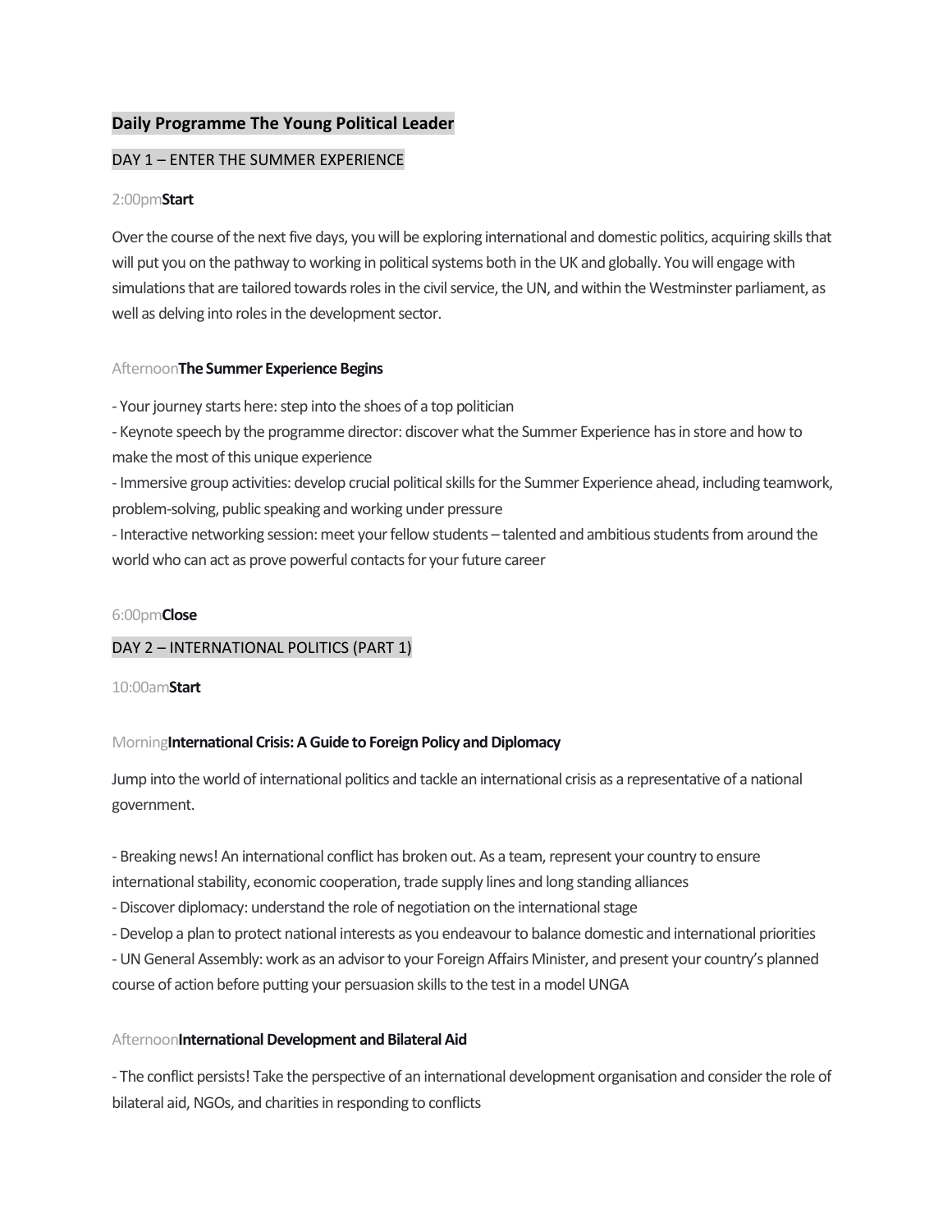## Daily Programme The Young Political Leader

### DAY 1 – ENTER THE SUMMER EXPERIENCE

2:00pm**Start**

Over the course of the next five days, you will be exploring international and domestic politics, acquiring skills that will put you on the pathway to working in political systems both in the UK and globally. You will engage with simulations that are tailored towards roles in the civil service, the UN, and within the Westminster parliament, as well as delving into roles in the development sector.

Afternoon**The Summer Experience Begins**

- Your journey starts here: step into the shoes of a top politician
- Keynote speech by the programme director: discover what the Summer Experience has in store and how to make the most of this unique experience
- Immersive group activities: develop crucial political skills for the Summer Experience ahead, including teamwork, problem-solving, public speaking and working under pressure
- Interactive networking session: meet your fellow students – talented and ambitious students from around the world who can act as prove powerful contacts for your future career

6:00pm**Close**

### DAY 2 – INTERNATIONAL POLITICS (PART 1)

10:00am**Start**

Morning**International Crisis: A Guide to Foreign Policy and Diplomacy**

Jump into the world of international politics and tackle an international crisis as a representative of a national government.

- Breaking news! An international conflict has broken out. As a team, represent your country to ensure international stability, economic cooperation, trade supply lines and long standing alliances
- Discover diplomacy: understand the role of negotiation on the international stage
- Develop a plan to protect national interests as you endeavour to balance domestic and international priorities
- UN General Assembly: work as an advisor to your Foreign Affairs Minister, and present your country's planned course of action before putting your persuasion skills to the test in a model UNGA

Afternoon**International Development and Bilateral Aid**

- The conflict persists! Take the perspective of an international development organisation and consider the role of bilateral aid, NGOs, and charities in responding to conflicts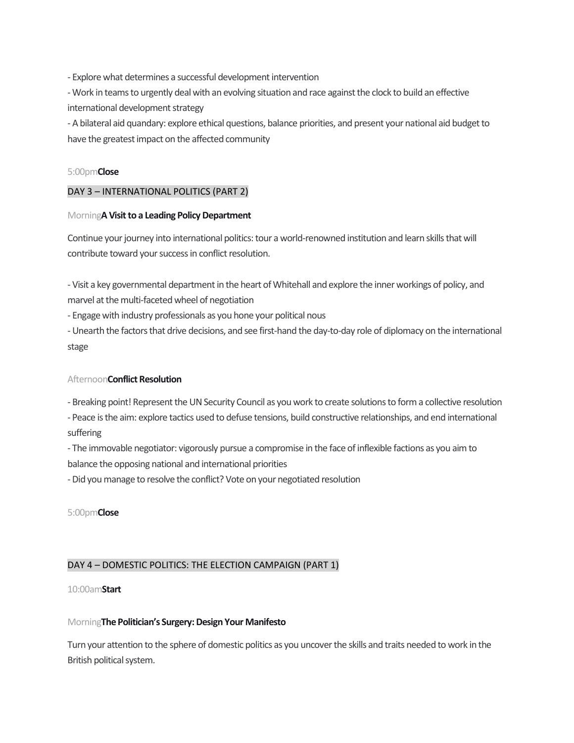- Explore what determines a successful development intervention
- Work in teams to urgently deal with an evolving situation and race against the clock to build an effective international development strategy
- A bilateral aid quandary: explore ethical questions, balance priorities, and present your national aid budget to have the greatest impact on the affected community

5:00pm**Close**

## DAY 3 – INTERNATIONAL POLITICS (PART 2)

Morning**A Visit to a Leading Policy Department**

Continue your journey into international politics: tour a world-renowned institution and learn skills that will contribute toward your success in conflict resolution.

- Visit a key governmental department in the heart of Whitehall and explore the inner workings of policy, and marvel at the multi-faceted wheel of negotiation
- Engage with industry professionals as you hone your political nous
- Unearth the factors that drive decisions, and see first-hand the day-to-day role of diplomacy on the international stage

Afternoon**Conflict Resolution**

- Breaking point! Represent the UN Security Council as you work to create solutions to form a collective resolution
- Peace is the aim: explore tactics used to defuse tensions, build constructive relationships, and end international suffering
- The immovable negotiator: vigorously pursue a compromise in the face of inflexible factions as you aim to balance the opposing national and international priorities
- Did you manage to resolve the conflict? Vote on your negotiated resolution

5:00pm**Close**

## DAY 4 – DOMESTIC POLITICS: THE ELECTION CAMPAIGN (PART 1)

10:00am**Start**

Morning**The Politician's Surgery: Design Your Manifesto**

Turn your attention to the sphere of domestic politics as you uncover the skills and traits needed to work in the British political system.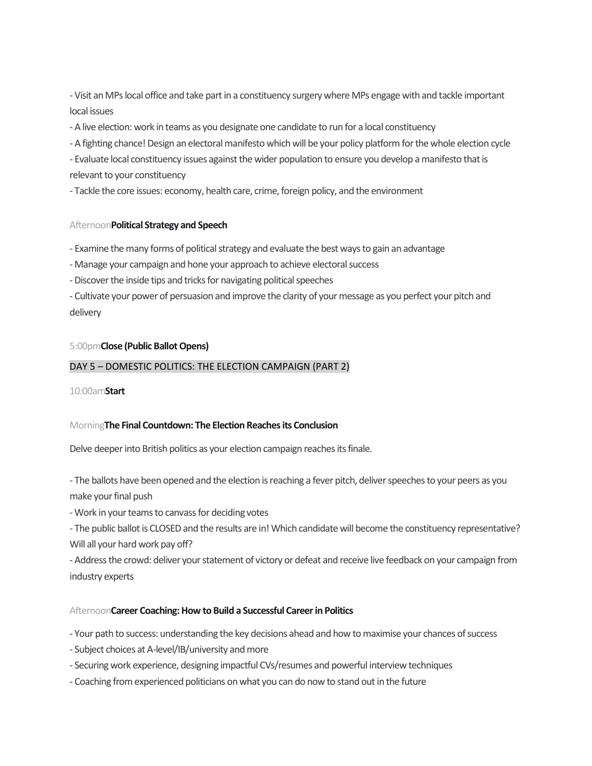- Visit an MPs local office and take part in a constituency surgery where MPs engage with and tackle important local issues
- A live election: work in teams as you designate one candidate to run for a local constituency
- A fighting chance! Design an electoral manifesto which will be your policy platform for the whole election cycle
- Evaluate local constituency issues against the wider population to ensure you develop a manifesto that is relevant to your constituency
- Tackle the core issues: economy, health care, crime, foreign policy, and the environment

Afternoon**Political Strategy and Speech**

- Examine the many forms of political strategy and evaluate the best ways to gain an advantage
- Manage your campaign and hone your approach to achieve electoral success
- Discover the inside tips and tricks for navigating political speeches
- Cultivate your power of persuasion and improve the clarity of your message as you perfect your pitch and delivery

5:00pm**Close (Public Ballot Opens)**

## DAY 5 – DOMESTIC POLITICS: THE ELECTION CAMPAIGN (PART 2)

10:00am**Start**

Morning**The Final Countdown: The Election Reaches its Conclusion**

Delve deeper into British politics as your election campaign reaches its finale.

- The ballots have been opened and the election is reaching a fever pitch, deliver speeches to your peers as you make your final push
- Work in your teams to canvass for deciding votes
- The public ballot is CLOSED and the results are in! Which candidate will become the constituency representative? Will all your hard work pay off?
- Address the crowd: deliver your statement of victory or defeat and receive live feedback on your campaign from industry experts

Afternoon**Career Coaching: How to Build a Successful Career in Politics**

- Your path to success: understanding the key decisions ahead and how to maximise your chances of success
- Subject choices at A-level/IB/university and more
- Securing work experience, designing impactful CVs/resumes and powerful interview techniques
- Coaching from experienced politicians on what you can do now to stand out in the future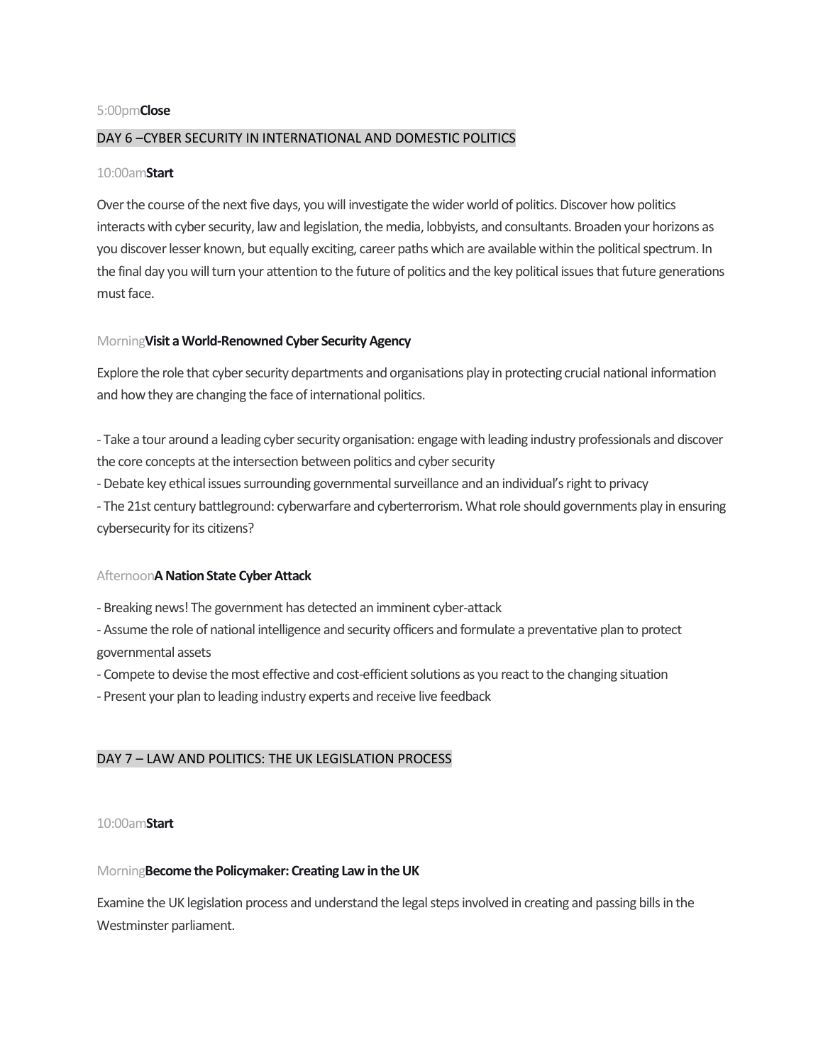5:00pm **Close**

## DAY 6 –CYBER SECURITY IN INTERNATIONAL AND DOMESTIC POLITICS

10:00am **Start**

Over the course of the next five days, you will investigate the wider world of politics. Discover how politics interacts with cyber security, law and legislation, the media, lobbyists, and consultants. Broaden your horizons as you discover lesser known, but equally exciting, career paths which are available within the political spectrum. In the final day you will turn your attention to the future of politics and the key political issues that future generations must face.

Morning **Visit a World-Renowned Cyber Security Agency**

Explore the role that cyber security departments and organisations play in protecting crucial national information and how they are changing the face of international politics.

- Take a tour around a leading cyber security organisation: engage with leading industry professionals and discover the core concepts at the intersection between politics and cyber security
- Debate key ethical issues surrounding governmental surveillance and an individual's right to privacy
- The 21st century battleground: cyberwarfare and cyberterrorism. What role should governments play in ensuring cybersecurity for its citizens?

Afternoon **A Nation State Cyber Attack**

- Breaking news! The government has detected an imminent cyber-attack
- Assume the role of national intelligence and security officers and formulate a preventative plan to protect governmental assets
- Compete to devise the most effective and cost-efficient solutions as you react to the changing situation
- Present your plan to leading industry experts and receive live feedback

## DAY 7 – LAW AND POLITICS: THE UK LEGISLATION PROCESS

10:00am **Start**

Morning **Become the Policymaker: Creating Law in the UK**

Examine the UK legislation process and understand the legal steps involved in creating and passing bills in the Westminster parliament.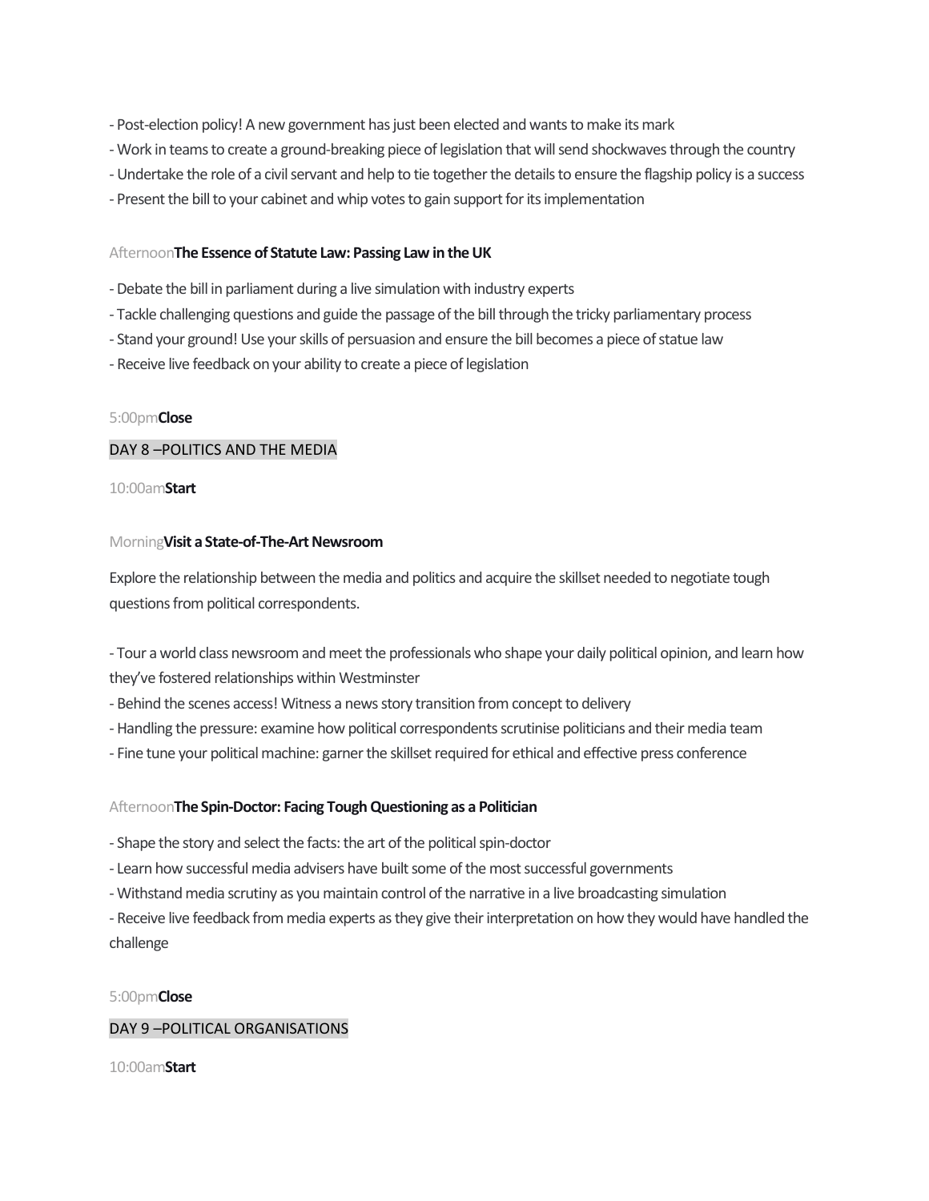- Post-election policy! A new government has just been elected and wants to make its mark
- Work in teams to create a ground-breaking piece of legislation that will send shockwaves through the country
- Undertake the role of a civil servant and help to tie together the details to ensure the flagship policy is a success
- Present the bill to your cabinet and whip votes to gain support for its implementation

Afternoon**The Essence of Statute Law: Passing Law in the UK**

- Debate the bill in parliament during a live simulation with industry experts
- Tackle challenging questions and guide the passage of the bill through the tricky parliamentary process
- Stand your ground! Use your skills of persuasion and ensure the bill becomes a piece of statue law
- Receive live feedback on your ability to create a piece of legislation

5:00pm**Close**

## DAY 8 –POLITICS AND THE MEDIA

10:00am**Start**

Morning**Visit a State-of-The-Art Newsroom**

Explore the relationship between the media and politics and acquire the skillset needed to negotiate tough questions from political correspondents.

- Tour a world class newsroom and meet the professionals who shape your daily political opinion, and learn how they've fostered relationships within Westminster
- Behind the scenes access! Witness a news story transition from concept to delivery
- Handling the pressure: examine how political correspondents scrutinise politicians and their media team
- Fine tune your political machine: garner the skillset required for ethical and effective press conference

Afternoon**The Spin-Doctor: Facing Tough Questioning as a Politician**

- Shape the story and select the facts: the art of the political spin-doctor
- Learn how successful media advisers have built some of the most successful governments
- Withstand media scrutiny as you maintain control of the narrative in a live broadcasting simulation
- Receive live feedback from media experts as they give their interpretation on how they would have handled the challenge

5:00pm**Close**

## DAY 9 –POLITICAL ORGANISATIONS

10:00am**Start**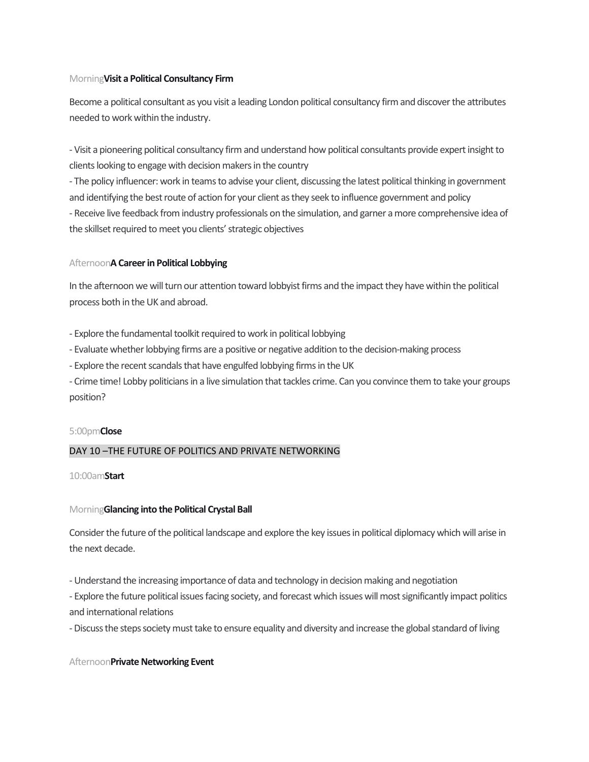Morning **Visit a Political Consultancy Firm**

Become a political consultant as you visit a leading London political consultancy firm and discover the attributes needed to work within the industry.

- Visit a pioneering political consultancy firm and understand how political consultants provide expert insight to clients looking to engage with decision makers in the country
- The policy influencer: work in teams to advise your client, discussing the latest political thinking in government and identifying the best route of action for your client as they seek to influence government and policy
- Receive live feedback from industry professionals on the simulation, and garner a more comprehensive idea of the skillset required to meet you clients' strategic objectives

Afternoon **A Career in Political Lobbying**

In the afternoon we will turn our attention toward lobbyist firms and the impact they have within the political process both in the UK and abroad.

- Explore the fundamental toolkit required to work in political lobbying
- Evaluate whether lobbying firms are a positive or negative addition to the decision-making process
- Explore the recent scandals that have engulfed lobbying firms in the UK
- Crime time! Lobby politicians in a live simulation that tackles crime. Can you convince them to take your groups position?

5:00pm **Close**

## DAY 10 –THE FUTURE OF POLITICS AND PRIVATE NETWORKING

10:00am **Start**

Morning **Glancing into the Political Crystal Ball**

Consider the future of the political landscape and explore the key issues in political diplomacy which will arise in the next decade.

- Understand the increasing importance of data and technology in decision making and negotiation
- Explore the future political issues facing society, and forecast which issues will most significantly impact politics and international relations
- Discuss the steps society must take to ensure equality and diversity and increase the global standard of living

Afternoon **Private Networking Event**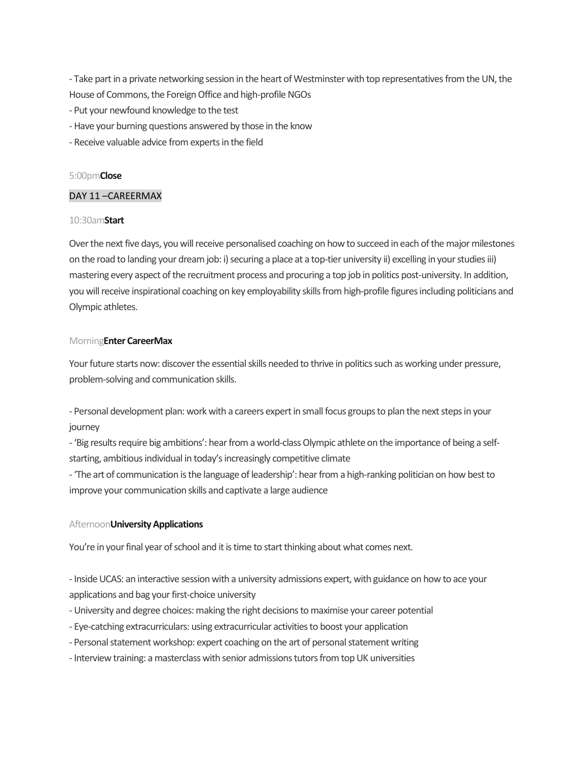- Take part in a private networking session in the heart of Westminster with top representatives from the UN, the House of Commons, the Foreign Office and high-profile NGOs
- Put your newfound knowledge to the test
- Have your burning questions answered by those in the know
- Receive valuable advice from experts in the field

5:00pm **Close**

## DAY 11 –CAREERMAX

10:30am **Start**

Over the next five days, you will receive personalised coaching on how to succeed in each of the major milestones on the road to landing your dream job: i) securing a place at a top-tier university ii) excelling in your studies iii) mastering every aspect of the recruitment process and procuring a top job in politics post-university. In addition, you will receive inspirational coaching on key employability skills from high-profile figures including politicians and Olympic athletes.

Morning **Enter CareerMax**

Your future starts now: discover the essential skills needed to thrive in politics such as working under pressure, problem-solving and communication skills.

- Personal development plan: work with a careers expert in small focus groups to plan the next steps in your journey
- 'Big results require big ambitions': hear from a world-class Olympic athlete on the importance of being a self-starting, ambitious individual in today's increasingly competitive climate
- 'The art of communication is the language of leadership': hear from a high-ranking politician on how best to improve your communication skills and captivate a large audience

Afternoon **University Applications**

You're in your final year of school and it is time to start thinking about what comes next.

- Inside UCAS: an interactive session with a university admissions expert, with guidance on how to ace your applications and bag your first-choice university
- University and degree choices: making the right decisions to maximise your career potential
- Eye-catching extracurriculars: using extracurricular activities to boost your application
- Personal statement workshop: expert coaching on the art of personal statement writing
- Interview training: a masterclass with senior admissions tutors from top UK universities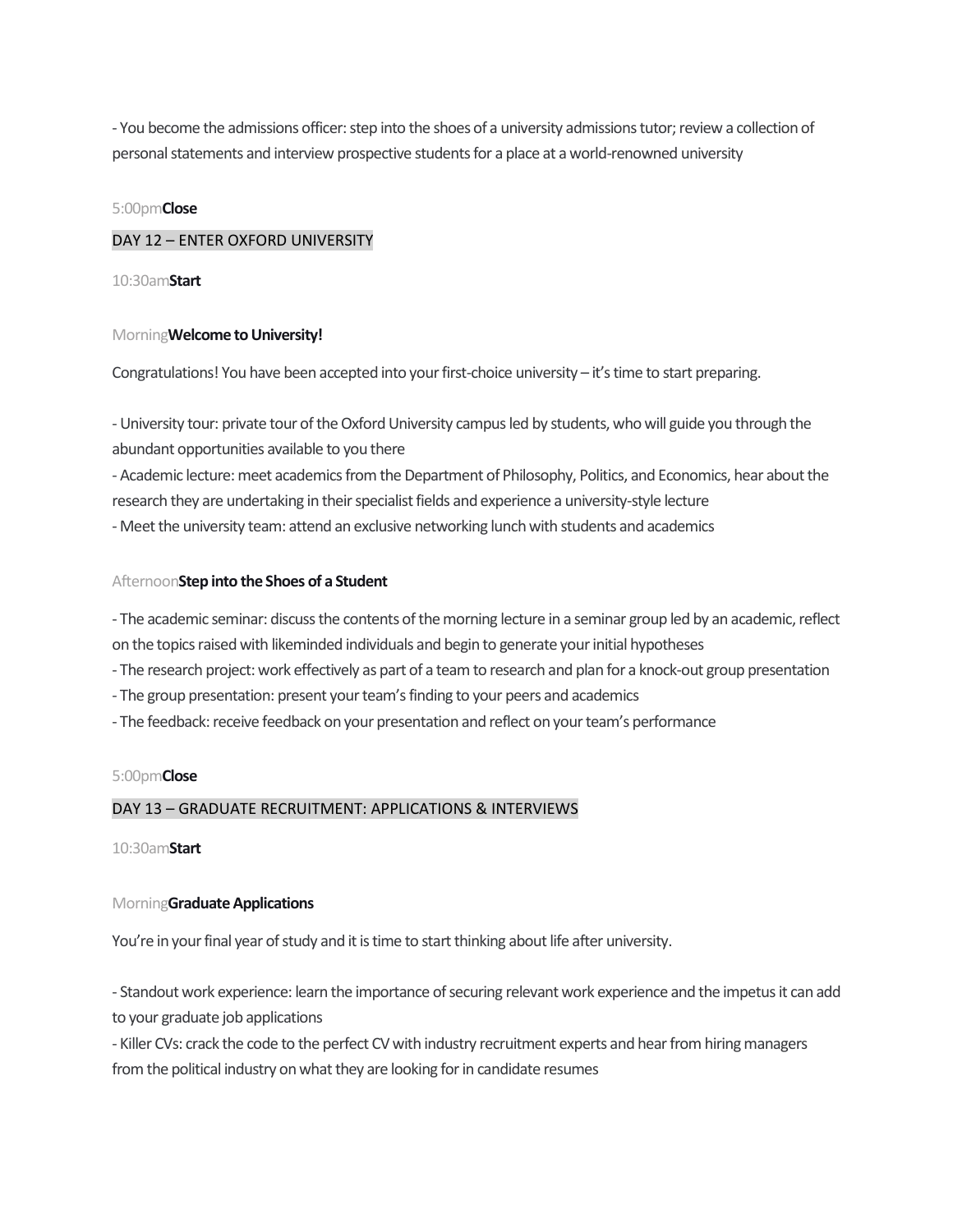- You become the admissions officer: step into the shoes of a university admissions tutor; review a collection of personal statements and interview prospective students for a place at a world-renowned university

5:00pm **Close**

## DAY 12 – ENTER OXFORD UNIVERSITY

10:30am **Start**

Morning **Welcome to University!**

Congratulations! You have been accepted into your first-choice university – it's time to start preparing.

- University tour: private tour of the Oxford University campus led by students, who will guide you through the abundant opportunities available to you there
- Academic lecture: meet academics from the Department of Philosophy, Politics, and Economics, hear about the research they are undertaking in their specialist fields and experience a university-style lecture
- Meet the university team: attend an exclusive networking lunch with students and academics

Afternoon **Step into the Shoes of a Student**

- The academic seminar: discuss the contents of the morning lecture in a seminar group led by an academic, reflect on the topics raised with likeminded individuals and begin to generate your initial hypotheses
- The research project: work effectively as part of a team to research and plan for a knock-out group presentation
- The group presentation: present your team's finding to your peers and academics
- The feedback: receive feedback on your presentation and reflect on your team's performance

5:00pm **Close**

## DAY 13 – GRADUATE RECRUITMENT: APPLICATIONS & INTERVIEWS

10:30am **Start**

Morning **Graduate Applications**

You're in your final year of study and it is time to start thinking about life after university.

- Standout work experience: learn the importance of securing relevant work experience and the impetus it can add to your graduate job applications
- Killer CVs: crack the code to the perfect CV with industry recruitment experts and hear from hiring managers from the political industry on what they are looking for in candidate resumes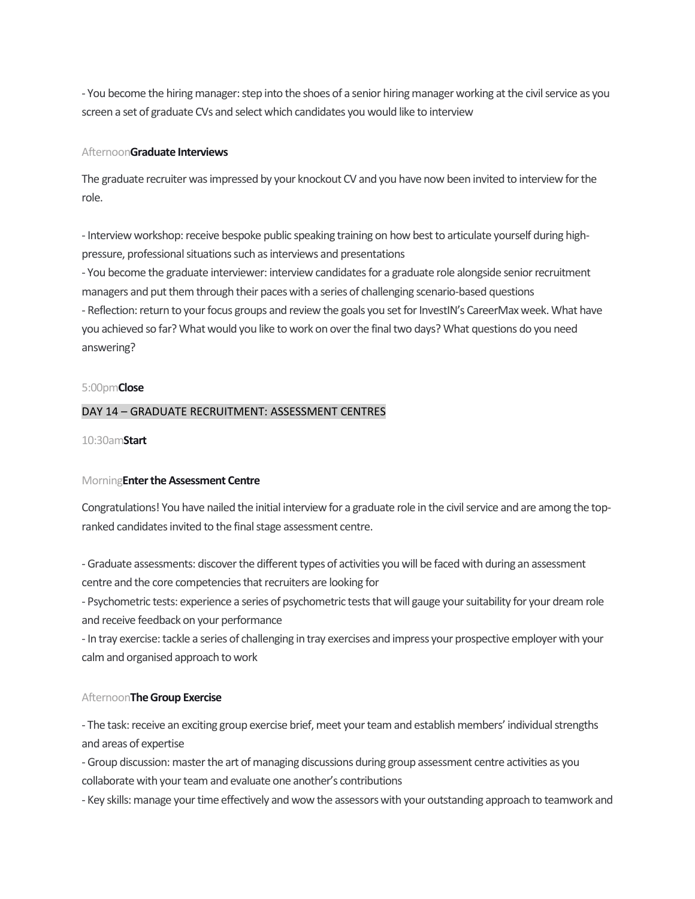- You become the hiring manager: step into the shoes of a senior hiring manager working at the civil service as you screen a set of graduate CVs and select which candidates you would like to interview

Afternoon **Graduate Interviews**

The graduate recruiter was impressed by your knockout CV and you have now been invited to interview for the role.

- Interview workshop: receive bespoke public speaking training on how best to articulate yourself during high-pressure, professional situations such as interviews and presentations
- You become the graduate interviewer: interview candidates for a graduate role alongside senior recruitment managers and put them through their paces with a series of challenging scenario-based questions
- Reflection: return to your focus groups and review the goals you set for InvestIN's CareerMax week. What have you achieved so far? What would you like to work on over the final two days? What questions do you need answering?

5:00pm **Close**

## DAY 14 – GRADUATE RECRUITMENT: ASSESSMENT CENTRES

10:30am **Start**

Morning **Enter the Assessment Centre**

Congratulations! You have nailed the initial interview for a graduate role in the civil service and are among the top-ranked candidates invited to the final stage assessment centre.

- Graduate assessments: discover the different types of activities you will be faced with during an assessment centre and the core competencies that recruiters are looking for
- Psychometric tests: experience a series of psychometric tests that will gauge your suitability for your dream role and receive feedback on your performance
- In tray exercise: tackle a series of challenging in tray exercises and impress your prospective employer with your calm and organised approach to work

Afternoon **The Group Exercise**

- The task: receive an exciting group exercise brief, meet your team and establish members' individual strengths and areas of expertise
- Group discussion: master the art of managing discussions during group assessment centre activities as you collaborate with your team and evaluate one another's contributions
- Key skills: manage your time effectively and wow the assessors with your outstanding approach to teamwork and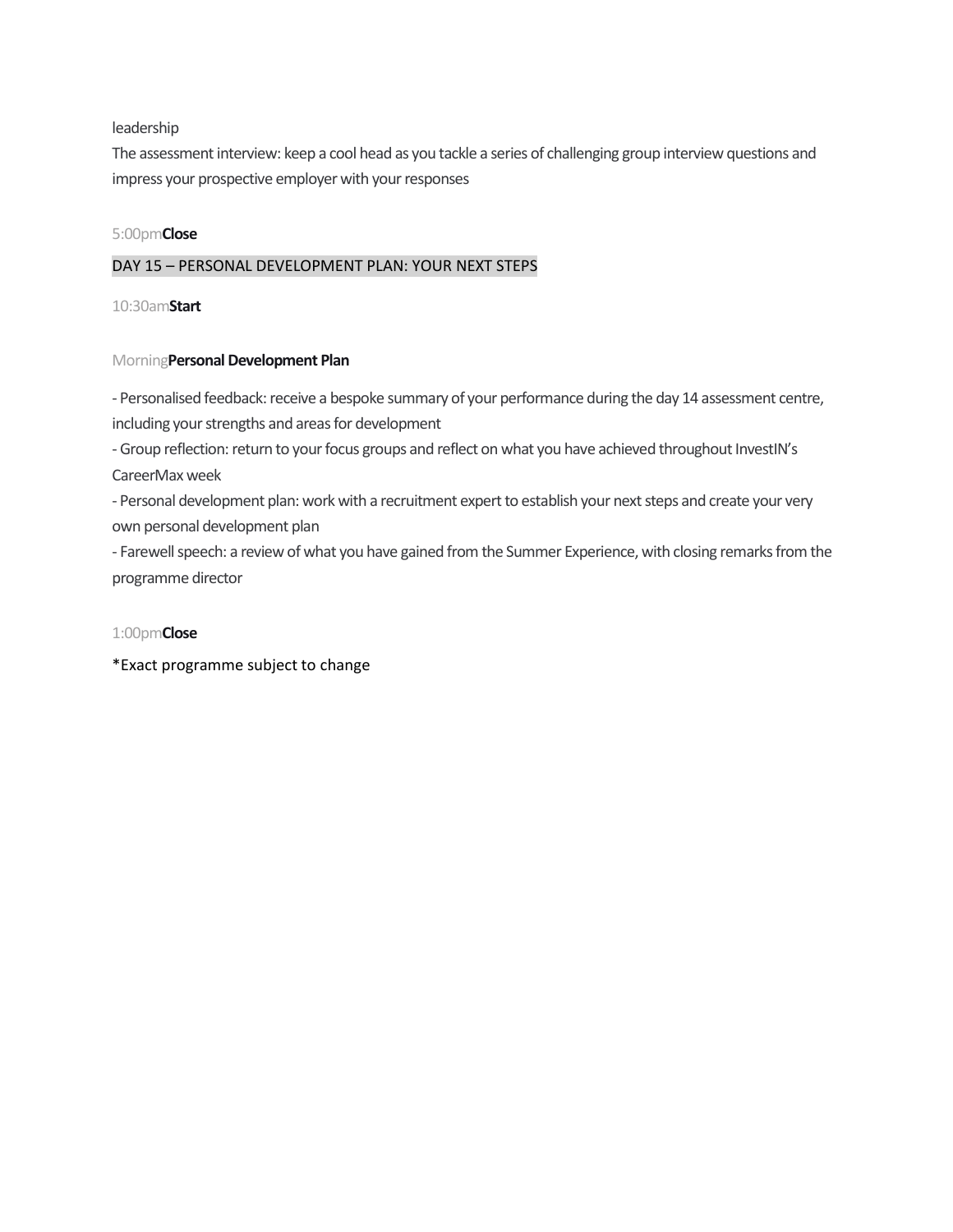leadership
The assessment interview: keep a cool head as you tackle a series of challenging group interview questions and impress your prospective employer with your responses

5:00pm**Close**

## DAY 15 – PERSONAL DEVELOPMENT PLAN: YOUR NEXT STEPS

10:30am**Start**

Morning**Personal Development Plan**

- Personalised feedback: receive a bespoke summary of your performance during the day 14 assessment centre, including your strengths and areas for development
- Group reflection: return to your focus groups and reflect on what you have achieved throughout InvestIN's CareerMax week
- Personal development plan: work with a recruitment expert to establish your next steps and create your very own personal development plan
- Farewell speech: a review of what you have gained from the Summer Experience, with closing remarks from the programme director

1:00pm**Close**

*Exact programme subject to change